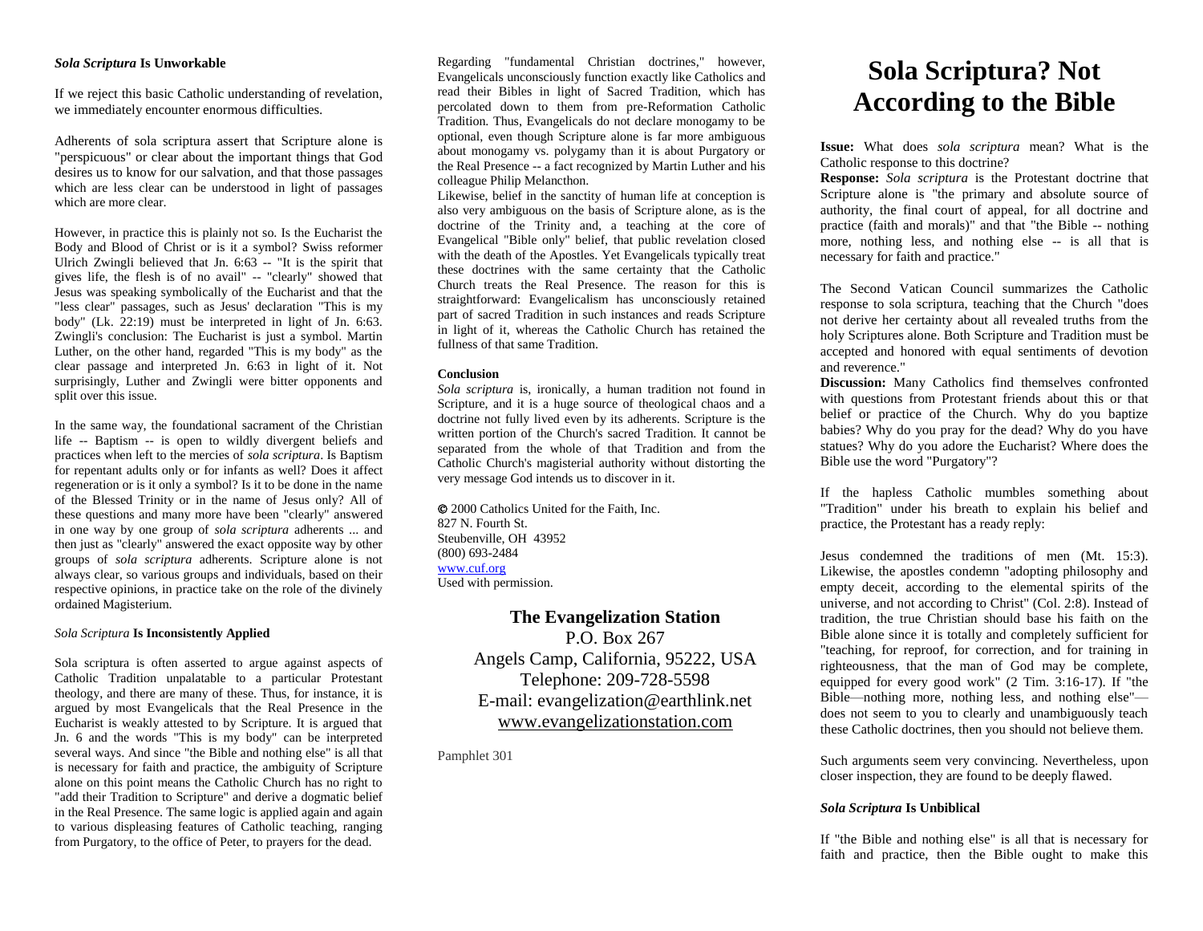### *Sola Scriptura* Is Unworkable

If we reject this basic Catholic understanding of revelation, we immediately encounter enormous difficulties.

Adherents of sola scriptura assert that Scripture alone is "perspicuous" or clear about the important things that God desires us to know for our salvation, and that those passages which are less clear can be understood in light of passages which are more clear.

However, in practice this is plainly not so. Is the Eucharist the Body and Blood of Christ or is it a symbol? Swiss reformer Ulrich Zwingli believed that Jn. 6:63 -- "It is the spirit that gives life, the flesh is of no avail" -- "clearly" showed that Jesus was speaking symbolically of the Eucharist and that the "less clear" passages, such as Jesus' declaration "This is my body" (Lk. 22:19) must be interpreted in light of Jn. 6:63. Zwingli's conclusion: The Eucharist is just a symbol. Martin Luther, on the other hand, regarded "This is my body" as the clear passage and interpreted Jn. 6:63 in light of it. Not surprisingly, Luther and Zwingli were bitter opponents and split over this issue.

In the same way, the foundational sacrament of the Christian life -- Baptism -- is open to wildly divergent beliefs and practices when left to the mercies of *sola scriptura*. Is Baptism for repentant adults only or for infants as well? Does it affect regeneration or is it only a symbol? Is it to be done in the name of the Blessed Trinity or in the name of Jesus only? All of these questions and many more have been "clearly" answered in one way by one group of *sola scriptura* adherents ... and then just as "clearly" answered the exact opposite way by other groups of *sola scriptura* adherents. Scripture alone is not always clear, so various groups and individuals, based on their respective opinions, in practice take on the role of the divinely ordained Magisterium.

### *Sola Scriptura* Is Inconsistently Applied

Sola scriptura is often asserted to argue against aspects of Catholic Tradition unpalatable to a particular Protestant theology, and there are many of these. Thus, for instance, it is argued by most Evangelicals that the Real Presence in the Eucharist is weakly attested to by Scripture. It is argued that Jn. 6 and the words "This is my body" can be interpreted several ways. And since "the Bible and nothing else" is all that is necessary for faith and practice, the ambiguity of Scripture alone on this point means the Catholic Church has no right to "add their Tradition to Scripture" and derive a dogmatic belief in the Real Presence. The same logic is applied again and again to various displeasing features of Catholic teaching, ranging from Purgatory, to the office of Peter, to prayers for the dead.

Regarding "fundamental Christian doctrines," however, Evangelicals unconsciously function exactly like Catholics and read their Bibles in light of Sacred Tradition, which has percolated down to them from pre-Reformation Catholic Tradition. Thus, Evangelicals do not declare monogamy to be optional, even though Scripture alone is far more ambiguous about monogamy vs. polygamy than it is about Purgatory or the Real Presence -- a fact recognized by Martin Luther and his colleague Philip Melancthon.

Likewise, belief in the sanctity of human life at conception is also very ambiguous on the basis of Scripture alone, as is the doctrine of the Trinity and, a teaching at the core of Evangelical "Bible only" belief, that public revelation closed with the death of the Apostles. Yet Evangelicals typically treat these doctrines with the same certainty that the Catholic Church treats the Real Presence. The reason for this is straightforward: Evangelicalism has unconsciously retained part of sacred Tradition in such instances and reads Scripture in light of it, whereas the Catholic Church has retained the fullness of that same Tradition.

### Conclusion

*Sola scriptura* is, ironically, a human tradition not found in Scripture, and it is a huge source of theological chaos and a doctrine not fully lived even by its adherents. Scripture is the written portion of the Church's sacred Tradition. It cannot be separated from the whole of that Tradition and from the Catholic Church's magisterial authority without distorting the very message God intends us to discover in it.

© 2000 Catholics United for the Faith, Inc.
827 N. Fourth St.
Steubenville, OH 43952
(800) 693-2484
www.cuf.org
Used with permission.

**The Evangelization Station**
P.O. Box 267
Angels Camp, California, 95222, USA
Telephone: 209-728-5598
E-mail: evangelization@earthlink.net
www.evangelizationstation.com

Pamphlet 301

# Sola Scriptura? Not According to the Bible

**Issue:** What does *sola scriptura* mean? What is the Catholic response to this doctrine?

**Response:** *Sola scriptura* is the Protestant doctrine that Scripture alone is "the primary and absolute source of authority, the final court of appeal, for all doctrine and practice (faith and morals)" and that "the Bible -- nothing more, nothing less, and nothing else -- is all that is necessary for faith and practice."

The Second Vatican Council summarizes the Catholic response to sola scriptura, teaching that the Church "does not derive her certainty about all revealed truths from the holy Scriptures alone. Both Scripture and Tradition must be accepted and honored with equal sentiments of devotion and reverence."

**Discussion:** Many Catholics find themselves confronted with questions from Protestant friends about this or that belief or practice of the Church. Why do you baptize babies? Why do you pray for the dead? Why do you have statues? Why do you adore the Eucharist? Where does the Bible use the word "Purgatory"?

If the hapless Catholic mumbles something about "Tradition" under his breath to explain his belief and practice, the Protestant has a ready reply:

Jesus condemned the traditions of men (Mt. 15:3). Likewise, the apostles condemn "adopting philosophy and empty deceit, according to the elemental spirits of the universe, and not according to Christ" (Col. 2:8). Instead of tradition, the true Christian should base his faith on the Bible alone since it is totally and completely sufficient for "teaching, for reproof, for correction, and for training in righteousness, that the man of God may be complete, equipped for every good work" (2 Tim. 3:16-17). If "the Bible—nothing more, nothing less, and nothing else"—does not seem to you to clearly and unambiguously teach these Catholic doctrines, then you should not believe them.

Such arguments seem very convincing. Nevertheless, upon closer inspection, they are found to be deeply flawed.

### *Sola Scriptura* Is Unbiblical

If "the Bible and nothing else" is all that is necessary for faith and practice, then the Bible ought to make this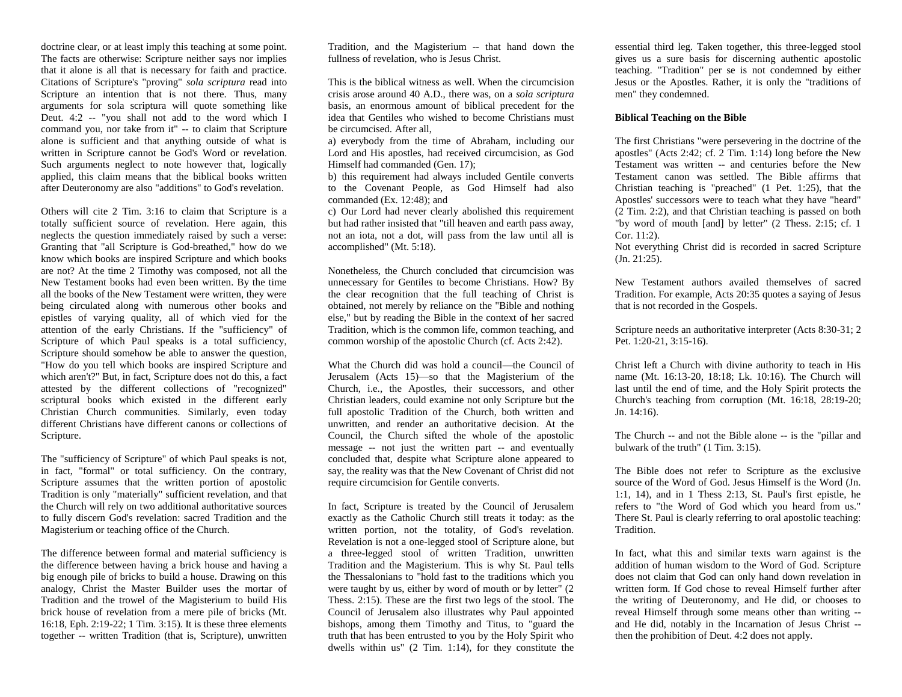doctrine clear, or at least imply this teaching at some point. The facts are otherwise: Scripture neither says nor implies that it alone is all that is necessary for faith and practice. Citations of Scripture's "proving" *sola scriptura* read into Scripture an intention that is not there. Thus, many arguments for sola scriptura will quote something like Deut. 4:2 -- "you shall not add to the word which I command you, nor take from it" -- to claim that Scripture alone is sufficient and that anything outside of what is written in Scripture cannot be God's Word or revelation. Such arguments neglect to note however that, logically applied, this claim means that the biblical books written after Deuteronomy are also "additions" to God's revelation.

Others will cite 2 Tim. 3:16 to claim that Scripture is a totally sufficient source of revelation. Here again, this neglects the question immediately raised by such a verse: Granting that "all Scripture is God-breathed," how do we know which books are inspired Scripture and which books are not? At the time 2 Timothy was composed, not all the New Testament books had even been written. By the time all the books of the New Testament were written, they were being circulated along with numerous other books and epistles of varying quality, all of which vied for the attention of the early Christians. If the "sufficiency" of Scripture of which Paul speaks is a total sufficiency, Scripture should somehow be able to answer the question, "How do you tell which books are inspired Scripture and which aren't?" But, in fact, Scripture does not do this, a fact attested by the different collections of "recognized" scriptural books which existed in the different early Christian Church communities. Similarly, even today different Christians have different canons or collections of Scripture.

The "sufficiency of Scripture" of which Paul speaks is not, in fact, "formal" or total sufficiency. On the contrary, Scripture assumes that the written portion of apostolic Tradition is only "materially" sufficient revelation, and that the Church will rely on two additional authoritative sources to fully discern God's revelation: sacred Tradition and the Magisterium or teaching office of the Church.

The difference between formal and material sufficiency is the difference between having a brick house and having a big enough pile of bricks to build a house. Drawing on this analogy, Christ the Master Builder uses the mortar of Tradition and the trowel of the Magisterium to build His brick house of revelation from a mere pile of bricks (Mt. 16:18, Eph. 2:19-22; 1 Tim. 3:15). It is these three elements together -- written Tradition (that is, Scripture), unwritten Tradition, and the Magisterium -- that hand down the fullness of revelation, who is Jesus Christ.

This is the biblical witness as well. When the circumcision crisis arose around 40 A.D., there was, on a *sola scriptura* basis, an enormous amount of biblical precedent for the idea that Gentiles who wished to become Christians must be circumcised. After all,

a) everybody from the time of Abraham, including our Lord and His apostles, had received circumcision, as God Himself had commanded (Gen. 17);
b) this requirement had always included Gentile converts to the Covenant People, as God Himself had also commanded (Ex. 12:48); and
c) Our Lord had never clearly abolished this requirement but had rather insisted that "till heaven and earth pass away, not an iota, not a dot, will pass from the law until all is accomplished" (Mt. 5:18).

Nonetheless, the Church concluded that circumcision was unnecessary for Gentiles to become Christians. How? By the clear recognition that the full teaching of Christ is obtained, not merely by reliance on the "Bible and nothing else," but by reading the Bible in the context of her sacred Tradition, which is the common life, common teaching, and common worship of the apostolic Church (cf. Acts 2:42).

What the Church did was hold a council—the Council of Jerusalem (Acts 15)—so that the Magisterium of the Church, i.e., the Apostles, their successors, and other Christian leaders, could examine not only Scripture but the full apostolic Tradition of the Church, both written and unwritten, and render an authoritative decision. At the Council, the Church sifted the whole of the apostolic message -- not just the written part -- and eventually concluded that, despite what Scripture alone appeared to say, the reality was that the New Covenant of Christ did not require circumcision for Gentile converts.

In fact, Scripture is treated by the Council of Jerusalem exactly as the Catholic Church still treats it today: as the written portion, not the totality, of God's revelation. Revelation is not a one-legged stool of Scripture alone, but a three-legged stool of written Tradition, unwritten Tradition and the Magisterium. This is why St. Paul tells the Thessalonians to "hold fast to the traditions which you were taught by us, either by word of mouth or by letter" (2 Thess. 2:15). These are the first two legs of the stool. The Council of Jerusalem also illustrates why Paul appointed bishops, among them Timothy and Titus, to "guard the truth that has been entrusted to you by the Holy Spirit who dwells within us" (2 Tim. 1:14), for they constitute the essential third leg. Taken together, this three-legged stool gives us a sure basis for discerning authentic apostolic teaching. "Tradition" per se is not condemned by either Jesus or the Apostles. Rather, it is only the "traditions of men" they condemned.

**Biblical Teaching on the Bible**

The first Christians "were persevering in the doctrine of the apostles" (Acts 2:42; cf. 2 Tim. 1:14) long before the New Testament was written -- and centuries before the New Testament canon was settled. The Bible affirms that Christian teaching is "preached" (1 Pet. 1:25), that the Apostles' successors were to teach what they have "heard" (2 Tim. 2:2), and that Christian teaching is passed on both "by word of mouth [and] by letter" (2 Thess. 2:15; cf. 1 Cor. 11:2).
Not everything Christ did is recorded in sacred Scripture (Jn. 21:25).

New Testament authors availed themselves of sacred Tradition. For example, Acts 20:35 quotes a saying of Jesus that is not recorded in the Gospels.

Scripture needs an authoritative interpreter (Acts 8:30-31; 2 Pet. 1:20-21, 3:15-16).

Christ left a Church with divine authority to teach in His name (Mt. 16:13-20, 18:18; Lk. 10:16). The Church will last until the end of time, and the Holy Spirit protects the Church's teaching from corruption (Mt. 16:18, 28:19-20; Jn. 14:16).

The Church -- and not the Bible alone -- is the "pillar and bulwark of the truth" (1 Tim. 3:15).

The Bible does not refer to Scripture as the exclusive source of the Word of God. Jesus Himself is the Word (Jn. 1:1, 14), and in 1 Thess 2:13, St. Paul's first epistle, he refers to "the Word of God which you heard from us." There St. Paul is clearly referring to oral apostolic teaching: Tradition.

In fact, what this and similar texts warn against is the addition of human wisdom to the Word of God. Scripture does not claim that God can only hand down revelation in written form. If God chose to reveal Himself further after the writing of Deuteronomy, and He did, or chooses to reveal Himself through some means other than writing -- and He did, notably in the Incarnation of Jesus Christ -- then the prohibition of Deut. 4:2 does not apply.